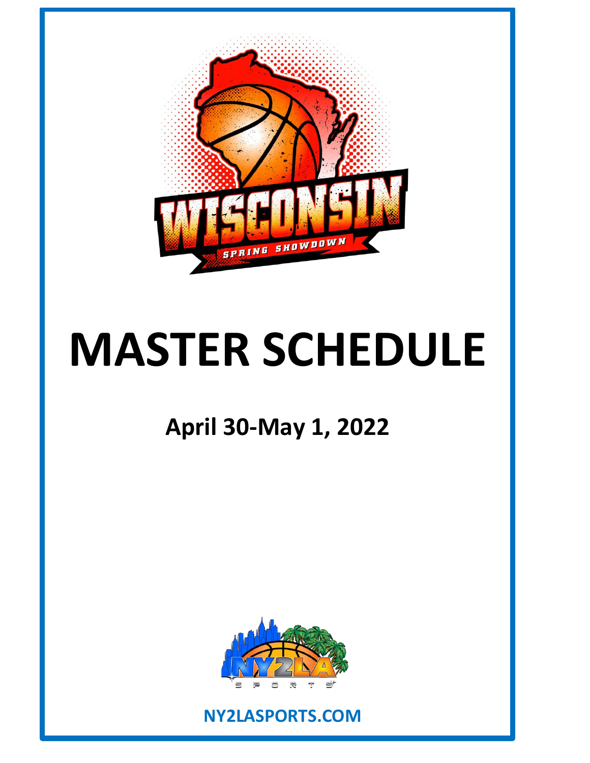WISCONSIN

SPRING SHOWDOWN

# MASTER SCHEDULE

## April 30-May 1, 2022

NY2LA SPORTS

NY2LASPORTS.COM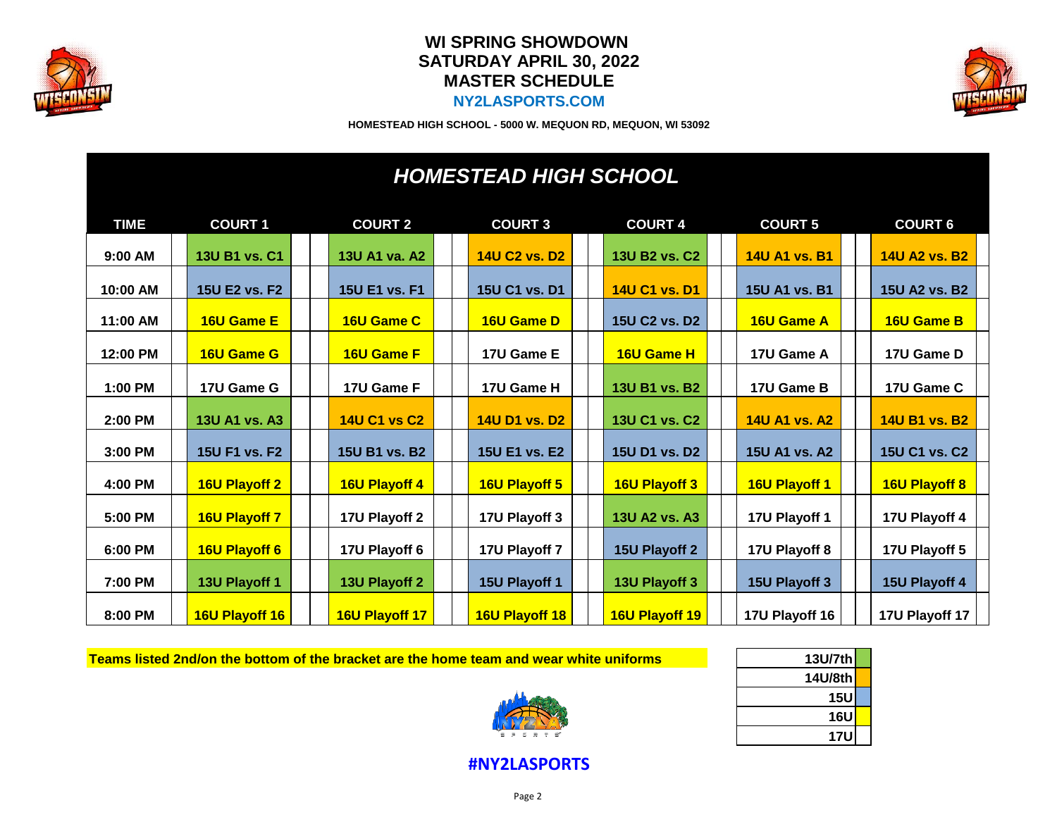# WI SPRING SHOWDOWN
# SATURDAY APRIL 30, 2022
# MASTER SCHEDULE

**NY2LASPORTS.COM**

**HOMESTEAD HIGH SCHOOL - 5000 W. MEQUON RD, MEQUON, WI 53092**

## *HOMESTEAD HIGH SCHOOL*

| TIME | COURT 1 | COURT 2 | COURT 3 | COURT 4 | COURT 5 | COURT 6 |
|---|---|---|---|---|---|---|
| 9:00 AM | 13U B1 vs. C1 | 13U A1 va. A2 | 14U C2 vs. D2 | 13U B2 vs. C2 | 14U A1 vs. B1 | 14U A2 vs. B2 |
| 10:00 AM | 15U E2 vs. F2 | 15U E1 vs. F1 | 15U C1 vs. D1 | 14U C1 vs. D1 | 15U A1 vs. B1 | 15U A2 vs. B2 |
| 11:00 AM | 16U Game E | 16U Game C | 16U Game D | 15U C2 vs. D2 | 16U Game A | 16U Game B |
| 12:00 PM | 16U Game G | 16U Game F | 17U Game E | 16U Game H | 17U Game A | 17U Game D |
| 1:00 PM | 17U Game G | 17U Game F | 17U Game H | 13U B1 vs. B2 | 17U Game B | 17U Game C |
| 2:00 PM | 13U A1 vs. A3 | 14U C1 vs C2 | 14U D1 vs. D2 | 13U C1 vs. C2 | 14U A1 vs. A2 | 14U B1 vs. B2 |
| 3:00 PM | 15U F1 vs. F2 | 15U B1 vs. B2 | 15U E1 vs. E2 | 15U D1 vs. D2 | 15U A1 vs. A2 | 15U C1 vs. C2 |
| 4:00 PM | 16U Playoff 2 | 16U Playoff 4 | 16U Playoff 5 | 16U Playoff 3 | 16U Playoff 1 | 16U Playoff 8 |
| 5:00 PM | 16U Playoff 7 | 17U Playoff 2 | 17U Playoff 3 | 13U A2 vs. A3 | 17U Playoff 1 | 17U Playoff 4 |
| 6:00 PM | 16U Playoff 6 | 17U Playoff 6 | 17U Playoff 7 | 15U Playoff 2 | 17U Playoff 8 | 17U Playoff 5 |
| 7:00 PM | 13U Playoff 1 | 13U Playoff 2 | 15U Playoff 1 | 13U Playoff 3 | 15U Playoff 3 | 15U Playoff 4 |
| 8:00 PM | 16U Playoff 16 | 16U Playoff 17 | 16U Playoff 18 | 16U Playoff 19 | 17U Playoff 16 | 17U Playoff 17 |

**Teams listed 2nd/on the bottom of the bracket are the home team and wear white uniforms**

| Division | Color |
|---|---|
| 13U/7th | Green |
| 14U/8th | Orange |
| 15U | Blue |
| 16U | Yellow |
| 17U | White |

**#NY2LASPORTS**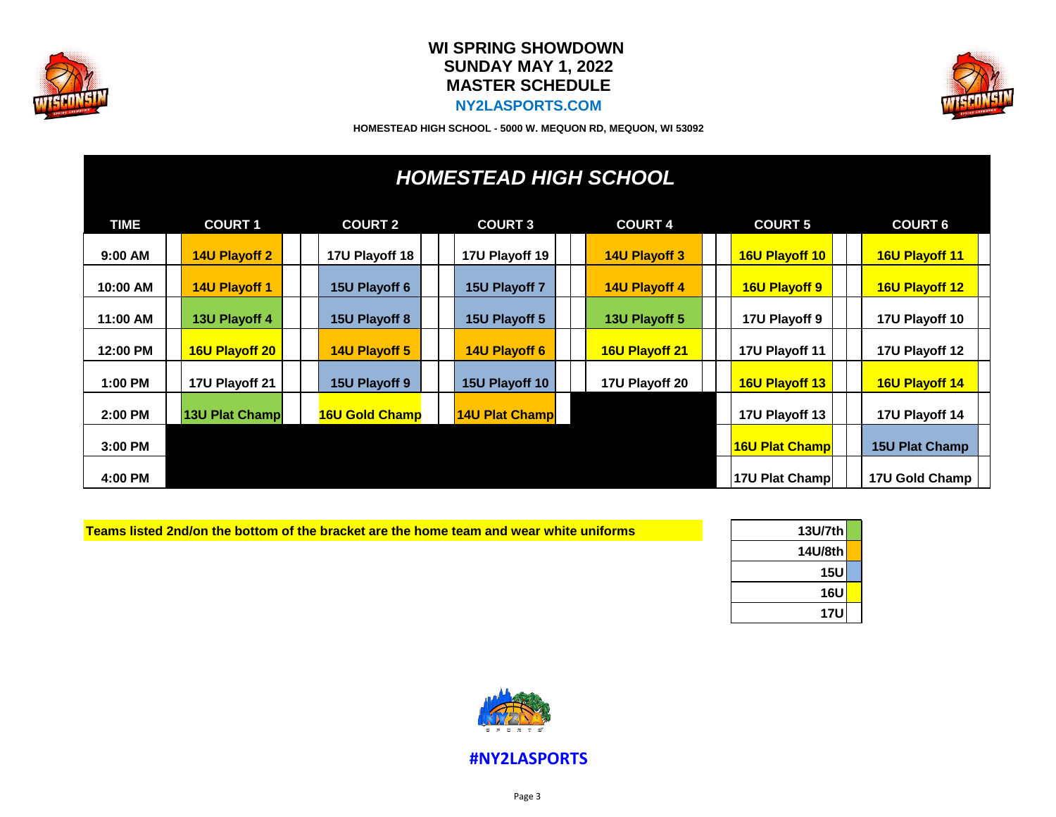# WI SPRING SHOWDOWN
## SUNDAY MAY 1, 2022
## MASTER SCHEDULE
**NY2LASPORTS.COM**

**HOMESTEAD HIGH SCHOOL - 5000 W. MEQUON RD, MEQUON, WI 53092**

### *HOMESTEAD HIGH SCHOOL*

| TIME | COURT 1 | COURT 2 | COURT 3 | COURT 4 | COURT 5 | COURT 6 |
|---|---|---|---|---|---|---|
| 9:00 AM | 14U Playoff 2 | 17U Playoff 18 | 17U Playoff 19 | 14U Playoff 3 | 16U Playoff 10 | 16U Playoff 11 |
| 10:00 AM | 14U Playoff 1 | 15U Playoff 6 | 15U Playoff 7 | 14U Playoff 4 | 16U Playoff 9 | 16U Playoff 12 |
| 11:00 AM | 13U Playoff 4 | 15U Playoff 8 | 15U Playoff 5 | 13U Playoff 5 | 17U Playoff 9 | 17U Playoff 10 |
| 12:00 PM | 16U Playoff 20 | 14U Playoff 5 | 14U Playoff 6 | 16U Playoff 21 | 17U Playoff 11 | 17U Playoff 12 |
| 1:00 PM | 17U Playoff 21 | 15U Playoff 9 | 15U Playoff 10 | 17U Playoff 20 | 16U Playoff 13 | 16U Playoff 14 |
| 2:00 PM | 13U Plat Champ | 16U Gold Champ | 14U Plat Champ | | 17U Playoff 13 | 17U Playoff 14 |
| 3:00 PM | | | | | 16U Plat Champ | 15U Plat Champ |
| 4:00 PM | | | | | 17U Plat Champ | 17U Gold Champ |

**Teams listed 2nd/on the bottom of the bracket are the home team and wear white uniforms**

| Division | Color |
|---|---|
| 13U/7th | Green |
| 14U/8th | Orange |
| 15U | Blue |
| 16U | Yellow |
| 17U | White |

**#NY2LASPORTS**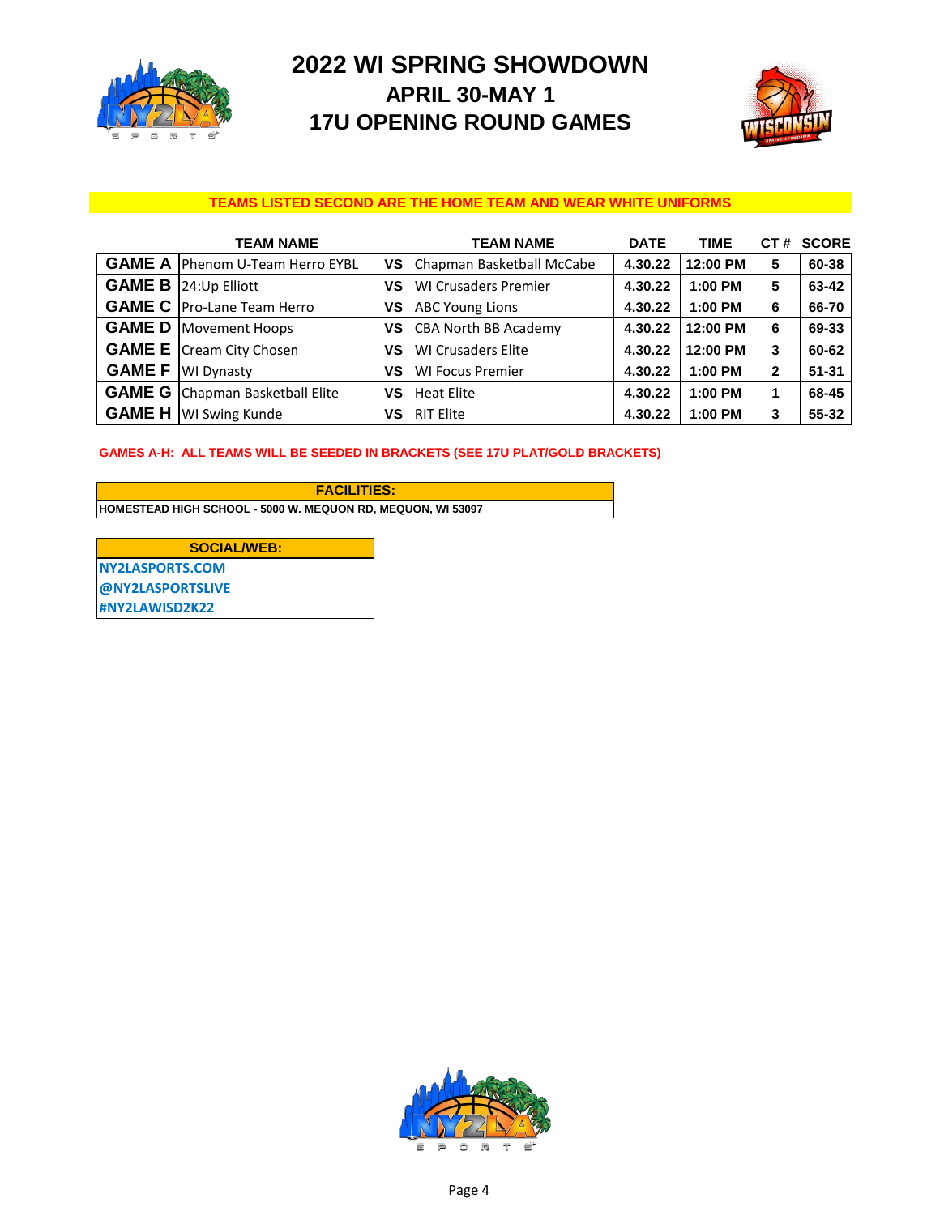# 2022 WI SPRING SHOWDOWN

## APRIL 30-MAY 1

## 17U OPENING ROUND GAMES

**TEAMS LISTED SECOND ARE THE HOME TEAM AND WEAR WHITE UNIFORMS**

| | TEAM NAME | | TEAM NAME | DATE | TIME | CT # | SCORE |
|---|---|---|---|---|---|---|---|
| GAME A | Phenom U-Team Herro EYBL | VS | Chapman Basketball McCabe | 4.30.22 | 12:00 PM | 5 | 60-38 |
| GAME B | 24:Up Elliott | VS | WI Crusaders Premier | 4.30.22 | 1:00 PM | 5 | 63-42 |
| GAME C | Pro-Lane Team Herro | VS | ABC Young Lions | 4.30.22 | 1:00 PM | 6 | 66-70 |
| GAME D | Movement Hoops | VS | CBA North BB Academy | 4.30.22 | 12:00 PM | 6 | 69-33 |
| GAME E | Cream City Chosen | VS | WI Crusaders Elite | 4.30.22 | 12:00 PM | 3 | 60-62 |
| GAME F | WI Dynasty | VS | WI Focus Premier | 4.30.22 | 1:00 PM | 2 | 51-31 |
| GAME G | Chapman Basketball Elite | VS | Heat Elite | 4.30.22 | 1:00 PM | 1 | 68-45 |
| GAME H | WI Swing Kunde | VS | RIT Elite | 4.30.22 | 1:00 PM | 3 | 55-32 |

**GAMES A-H: ALL TEAMS WILL BE SEEDED IN BRACKETS (SEE 17U PLAT/GOLD BRACKETS)**

| FACILITIES: |
|---|
| HOMESTEAD HIGH SCHOOL - 5000 W. MEQUON RD, MEQUON, WI 53097 |

| SOCIAL/WEB: |
|---|
| NY2LASPORTS.COM |
| @NY2LASPORTSLIVE |
| #NY2LAWISD2K22 |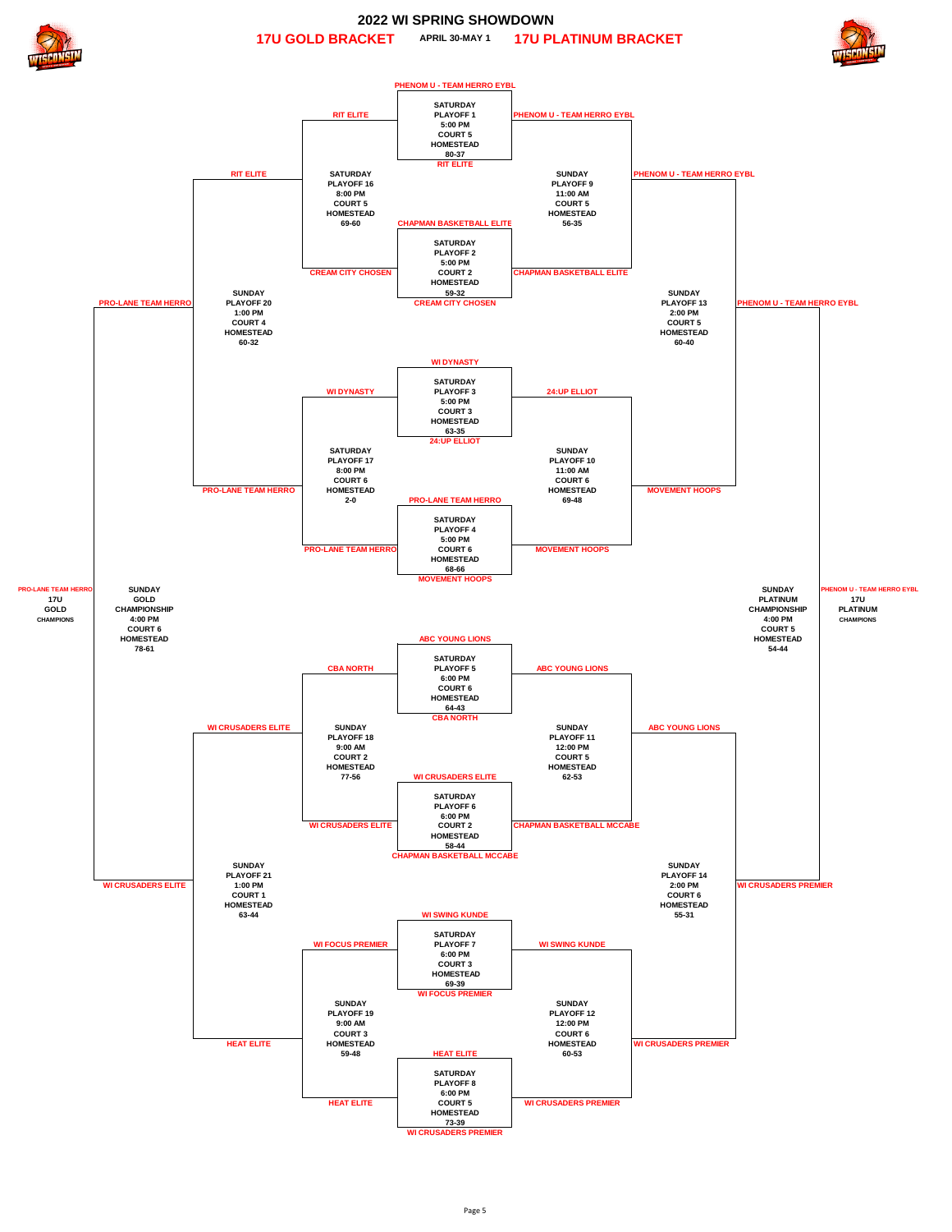# 2022 WI SPRING SHOWDOWN

## 17U GOLD BRACKET — APRIL 30-MAY 1 — 17U PLATINUM BRACKET

### Saturday First Round

| Game | Day | Time | Court | Location | Teams | Score |
|---|---|---|---|---|---|---|
| PLAYOFF 1 | SATURDAY | 5:00 PM | COURT 5 | HOMESTEAD | PHENOM U - TEAM HERRO EYBL vs RIT ELITE | 80-37 |
| PLAYOFF 2 | SATURDAY | 5:00 PM | COURT 2 | HOMESTEAD | CHAPMAN BASKETBALL ELITE vs CREAM CITY CHOSEN | 59-32 |
| PLAYOFF 3 | SATURDAY | 5:00 PM | COURT 3 | HOMESTEAD | WI DYNASTY vs 24:UP ELLIOT | 63-35 |
| PLAYOFF 4 | SATURDAY | 5:00 PM | COURT 6 | HOMESTEAD | PRO-LANE TEAM HERRO vs MOVEMENT HOOPS | 68-66 |
| PLAYOFF 5 | SATURDAY | 6:00 PM | COURT 6 | HOMESTEAD | ABC YOUNG LIONS vs CBA NORTH | 64-43 |
| PLAYOFF 6 | SATURDAY | 6:00 PM | COURT 2 | HOMESTEAD | WI CRUSADERS ELITE vs CHAPMAN BASKETBALL MCCABE | 58-44 |
| PLAYOFF 7 | SATURDAY | 6:00 PM | COURT 3 | HOMESTEAD | WI SWING KUNDE vs WI FOCUS PREMIER | 69-39 |
| PLAYOFF 8 | SATURDAY | 6:00 PM | COURT 5 | HOMESTEAD | HEAT ELITE vs WI CRUSADERS PREMIER | 73-39 |

### 17U Gold Bracket

| Game | Day | Time | Court | Location | Teams | Score |
|---|---|---|---|---|---|---|
| PLAYOFF 16 | SATURDAY | 8:00 PM | COURT 5 | HOMESTEAD | RIT ELITE vs CREAM CITY CHOSEN | 69-60 |
| PLAYOFF 17 | SATURDAY | 8:00 PM | COURT 6 | HOMESTEAD | WI DYNASTY vs PRO-LANE TEAM HERRO | 2-0 |
| PLAYOFF 18 | SUNDAY | 9:00 AM | COURT 2 | HOMESTEAD | CBA NORTH vs WI CRUSADERS ELITE | 77-56 |
| PLAYOFF 19 | SUNDAY | 9:00 AM | COURT 3 | HOMESTEAD | WI FOCUS PREMIER vs HEAT ELITE | 59-48 |
| PLAYOFF 20 | SUNDAY | 1:00 PM | COURT 4 | HOMESTEAD | RIT ELITE vs PRO-LANE TEAM HERRO | 60-32 |
| PLAYOFF 21 | SUNDAY | 1:00 PM | COURT 1 | HOMESTEAD | WI CRUSADERS ELITE vs HEAT ELITE | 63-44 |
| GOLD CHAMPIONSHIP | SUNDAY | 4:00 PM | COURT 6 | HOMESTEAD | PRO-LANE TEAM HERRO vs WI CRUSADERS ELITE | 78-61 |

**17U GOLD CHAMPIONS: PRO-LANE TEAM HERRO**

### 17U Platinum Bracket

| Game | Day | Time | Court | Location | Teams | Score |
|---|---|---|---|---|---|---|
| PLAYOFF 9 | SUNDAY | 11:00 AM | COURT 5 | HOMESTEAD | PHENOM U - TEAM HERRO EYBL vs CHAPMAN BASKETBALL ELITE | 56-35 |
| PLAYOFF 10 | SUNDAY | 11:00 AM | COURT 6 | HOMESTEAD | 24:UP ELLIOT vs MOVEMENT HOOPS | 69-48 |
| PLAYOFF 11 | SUNDAY | 12:00 PM | COURT 5 | HOMESTEAD | ABC YOUNG LIONS vs CHAPMAN BASKETBALL MCCABE | 62-53 |
| PLAYOFF 12 | SUNDAY | 12:00 PM | COURT 6 | HOMESTEAD | WI SWING KUNDE vs WI CRUSADERS PREMIER | 60-53 |
| PLAYOFF 13 | SUNDAY | 2:00 PM | COURT 5 | HOMESTEAD | PHENOM U - TEAM HERRO EYBL vs MOVEMENT HOOPS | 60-40 |
| PLAYOFF 14 | SUNDAY | 2:00 PM | COURT 6 | HOMESTEAD | ABC YOUNG LIONS vs WI CRUSADERS PREMIER | 55-31 |
| PLATINUM CHAMPIONSHIP | SUNDAY | 4:00 PM | COURT 5 | HOMESTEAD | PHENOM U - TEAM HERRO EYBL vs WI CRUSADERS PREMIER | 54-44 |

**17U PLATINUM CHAMPIONS: PHENOM U - TEAM HERRO EYBL**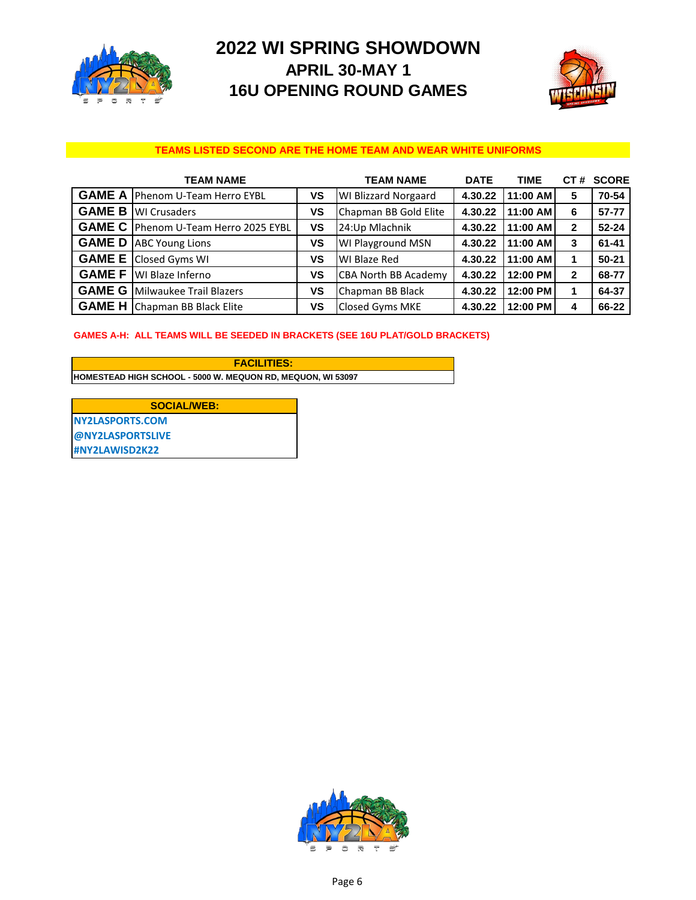# 2022 WI SPRING SHOWDOWN

## APRIL 30-MAY 1

## 16U OPENING ROUND GAMES

**TEAMS LISTED SECOND ARE THE HOME TEAM AND WEAR WHITE UNIFORMS**

| | TEAM NAME | | TEAM NAME | DATE | TIME | CT # | SCORE |
|---|---|---|---|---|---|---|---|
| GAME A | Phenom U-Team Herro EYBL | VS | WI Blizzard Norgaard | 4.30.22 | 11:00 AM | 5 | 70-54 |
| GAME B | WI Crusaders | VS | Chapman BB Gold Elite | 4.30.22 | 11:00 AM | 6 | 57-77 |
| GAME C | Phenom U-Team Herro 2025 EYBL | VS | 24:Up Mlachnik | 4.30.22 | 11:00 AM | 2 | 52-24 |
| GAME D | ABC Young Lions | VS | WI Playground MSN | 4.30.22 | 11:00 AM | 3 | 61-41 |
| GAME E | Closed Gyms WI | VS | WI Blaze Red | 4.30.22 | 11:00 AM | 1 | 50-21 |
| GAME F | WI Blaze Inferno | VS | CBA North BB Academy | 4.30.22 | 12:00 PM | 2 | 68-77 |
| GAME G | Milwaukee Trail Blazers | VS | Chapman BB Black | 4.30.22 | 12:00 PM | 1 | 64-37 |
| GAME H | Chapman BB Black Elite | VS | Closed Gyms MKE | 4.30.22 | 12:00 PM | 4 | 66-22 |

**GAMES A-H: ALL TEAMS WILL BE SEEDED IN BRACKETS (SEE 16U PLAT/GOLD BRACKETS)**

| FACILITIES: |
|---|
| HOMESTEAD HIGH SCHOOL - 5000 W. MEQUON RD, MEQUON, WI 53097 |

| SOCIAL/WEB: |
|---|
| NY2LASPORTS.COM |
| @NY2LASPORTSLIVE |
| #NY2LAWISD2K22 |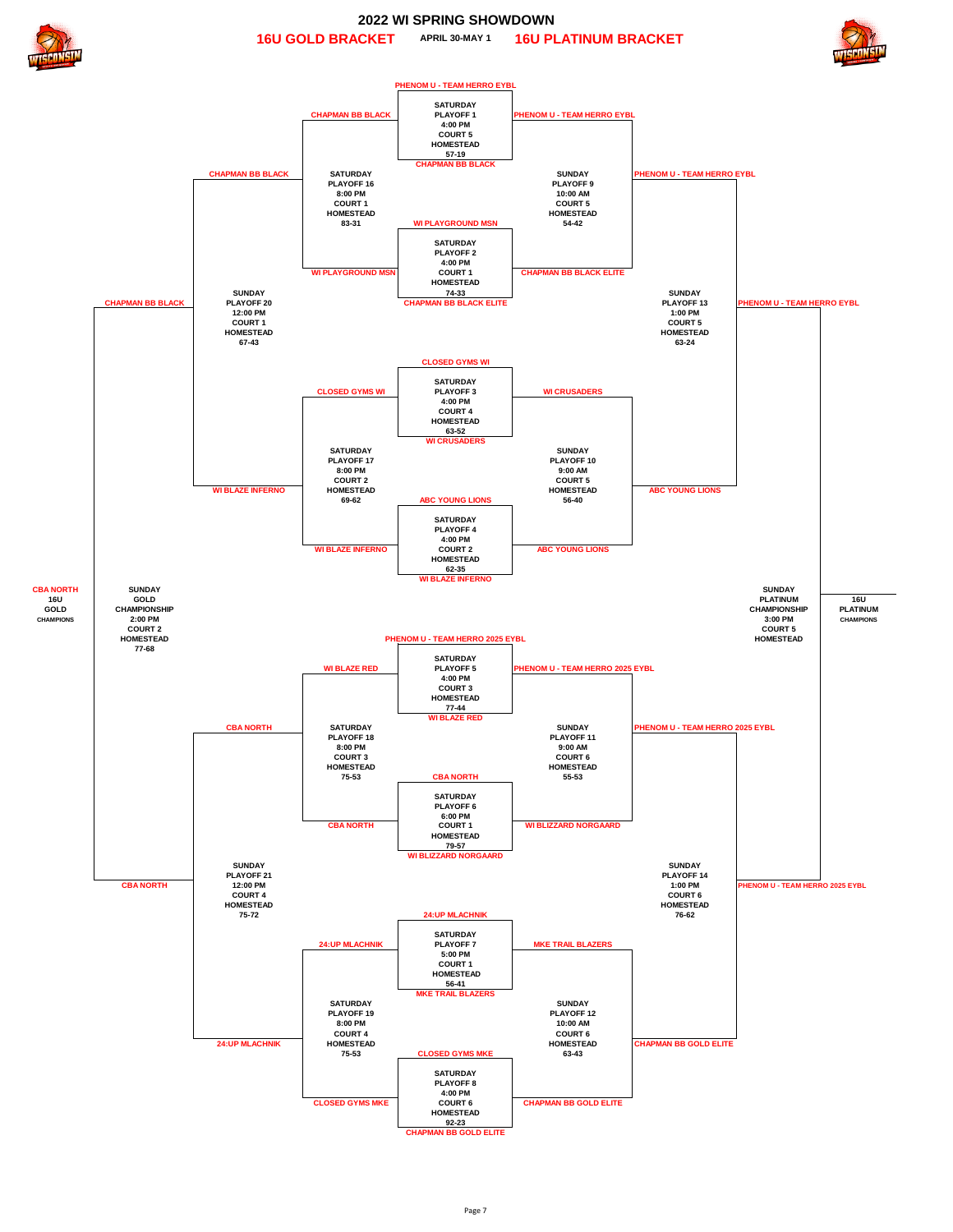# 2022 WI SPRING SHOWDOWN

## 16U GOLD BRACKET — APRIL 30-MAY 1 — 16U PLATINUM BRACKET

### 16U Gold Bracket

**SATURDAY PLAYOFF 1** — 4:00 PM, COURT 5, HOMESTEAD — 57-19
- PHENOM U - TEAM HERRO EYBL
- CHAPMAN BB BLACK

**SATURDAY PLAYOFF 2** — 4:00 PM, COURT 1, HOMESTEAD — 74-33
- WI PLAYGROUND MSN
- CHAPMAN BB BLACK ELITE

**SATURDAY PLAYOFF 3** — 4:00 PM, COURT 4, HOMESTEAD — 63-52
- CLOSED GYMS WI
- WI CRUSADERS

**SATURDAY PLAYOFF 4** — 4:00 PM, COURT 2, HOMESTEAD — 62-35
- ABC YOUNG LIONS
- WI BLAZE INFERNO

**SATURDAY PLAYOFF 5** — 4:00 PM, COURT 3, HOMESTEAD — 77-44
- PHENOM U - TEAM HERRO 2025 EYBL
- WI BLAZE RED

**SATURDAY PLAYOFF 6** — 6:00 PM, COURT 1, HOMESTEAD — 79-57
- CBA NORTH
- WI BLIZZARD NORGAARD

**SATURDAY PLAYOFF 7** — 5:00 PM, COURT 1, HOMESTEAD — 56-41
- 24:UP MLACHNIK
- MKE TRAIL BLAZERS

**SATURDAY PLAYOFF 8** — 4:00 PM, COURT 6, HOMESTEAD — 92-23
- CLOSED GYMS MKE
- CHAPMAN BB GOLD ELITE

**SATURDAY PLAYOFF 16** — 8:00 PM, COURT 1, HOMESTEAD — 83-31
- CHAPMAN BB BLACK
- WI PLAYGROUND MSN
- Winner: CHAPMAN BB BLACK

**SATURDAY PLAYOFF 17** — 8:00 PM, COURT 2, HOMESTEAD — 69-62
- CLOSED GYMS WI
- WI BLAZE INFERNO
- Winner: WI BLAZE INFERNO

**SATURDAY PLAYOFF 18** — 8:00 PM, COURT 3, HOMESTEAD — 75-53
- WI BLAZE RED
- CBA NORTH
- Winner: CBA NORTH

**SATURDAY PLAYOFF 19** — 8:00 PM, COURT 4, HOMESTEAD — 75-53
- 24:UP MLACHNIK
- CLOSED GYMS MKE
- Winner: 24:UP MLACHNIK

**SUNDAY PLAYOFF 20** — 12:00 PM, COURT 1, HOMESTEAD — 67-43
- CHAPMAN BB BLACK
- WI BLAZE INFERNO
- Winner: CHAPMAN BB BLACK

**SUNDAY PLAYOFF 21** — 12:00 PM, COURT 4, HOMESTEAD — 75-72
- CBA NORTH
- 24:UP MLACHNIK
- Winner: CBA NORTH

**SUNDAY GOLD CHAMPIONSHIP** — 2:00 PM, COURT 2, HOMESTEAD — 77-68
- CHAPMAN BB BLACK
- CBA NORTH

**16U GOLD CHAMPIONS: CBA NORTH**

### 16U Platinum Bracket

**SUNDAY PLAYOFF 9** — 10:00 AM, COURT 5, HOMESTEAD — 54-42
- PHENOM U - TEAM HERRO EYBL
- CHAPMAN BB BLACK ELITE
- Winner: PHENOM U - TEAM HERRO EYBL

**SUNDAY PLAYOFF 10** — 9:00 AM, COURT 5, HOMESTEAD — 56-40
- WI CRUSADERS
- ABC YOUNG LIONS
- Winner: ABC YOUNG LIONS

**SUNDAY PLAYOFF 11** — 9:00 AM, COURT 6, HOMESTEAD — 55-53
- PHENOM U - TEAM HERRO 2025 EYBL
- WI BLIZZARD NORGAARD
- Winner: PHENOM U - TEAM HERRO 2025 EYBL

**SUNDAY PLAYOFF 12** — 10:00 AM, COURT 6, HOMESTEAD — 63-43
- MKE TRAIL BLAZERS
- CHAPMAN BB GOLD ELITE
- Winner: CHAPMAN BB GOLD ELITE

**SUNDAY PLAYOFF 13** — 1:00 PM, COURT 5, HOMESTEAD — 63-24
- PHENOM U - TEAM HERRO EYBL
- ABC YOUNG LIONS
- Winner: PHENOM U - TEAM HERRO EYBL

**SUNDAY PLAYOFF 14** — 1:00 PM, COURT 6, HOMESTEAD — 76-62
- PHENOM U - TEAM HERRO 2025 EYBL
- CHAPMAN BB GOLD ELITE
- Winner: PHENOM U - TEAM HERRO 2025 EYBL

**SUNDAY PLATINUM CHAMPIONSHIP** — 3:00 PM, COURT 5, HOMESTEAD
- PHENOM U - TEAM HERRO EYBL
- PHENOM U - TEAM HERRO 2025 EYBL

**16U PLATINUM CHAMPIONS:**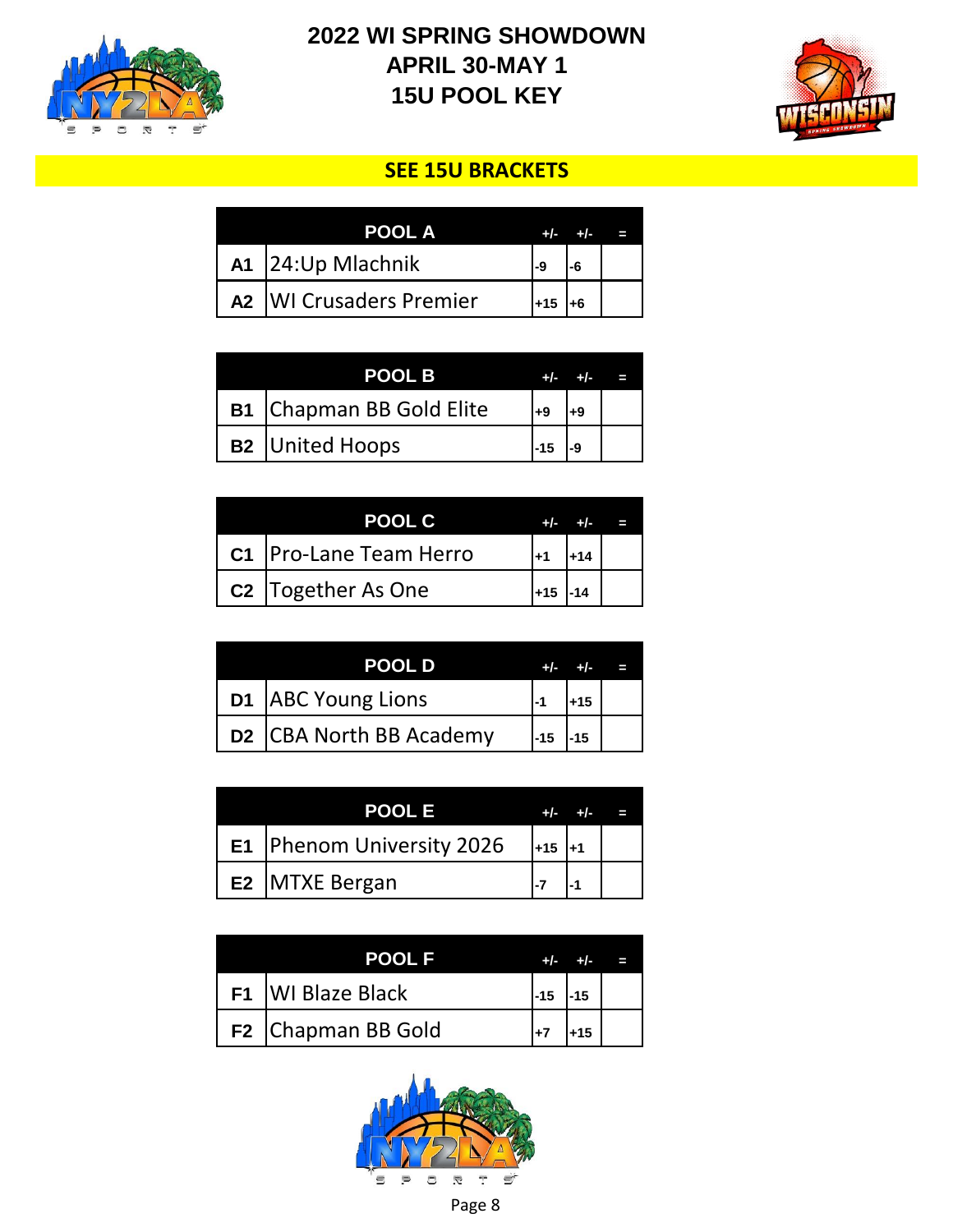# 2022 WI SPRING SHOWDOWN
# APRIL 30-MAY 1
# 15U POOL KEY

**SEE 15U BRACKETS**

| | POOL A | +/- | +/- | = |
|---|---|---|---|---|
| A1 | 24:Up Mlachnik | -9 | -6 | |
| A2 | WI Crusaders Premier | +15 | +6 | |

| | POOL B | +/- | +/- | = |
|---|---|---|---|---|
| B1 | Chapman BB Gold Elite | +9 | +9 | |
| B2 | United Hoops | -15 | -9 | |

| | POOL C | +/- | +/- | = |
|---|---|---|---|---|
| C1 | Pro-Lane Team Herro | +1 | +14 | |
| C2 | Together As One | +15 | -14 | |

| | POOL D | +/- | +/- | = |
|---|---|---|---|---|
| D1 | ABC Young Lions | -1 | +15 | |
| D2 | CBA North BB Academy | -15 | -15 | |

| | POOL E | +/- | +/- | = |
|---|---|---|---|---|
| E1 | Phenom University 2026 | +15 | +1 | |
| E2 | MTXE Bergan | -7 | -1 | |

| | POOL F | +/- | +/- | = |
|---|---|---|---|---|
| F1 | WI Blaze Black | -15 | -15 | |
| F2 | Chapman BB Gold | +7 | +15 | |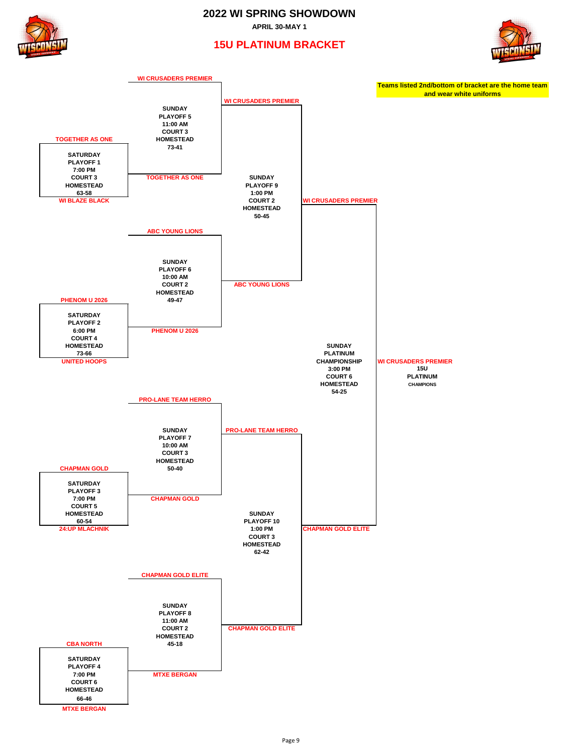# 2022 WI SPRING SHOWDOWN

**APRIL 30-MAY 1**

## 15U PLATINUM BRACKET

**Teams listed 2nd/bottom of bracket are the home team and wear white uniforms**

### Saturday

| Game | Teams | Time | Court | Location | Score |
|---|---|---|---|---|---|
| SATURDAY PLAYOFF 1 | TOGETHER AS ONE vs WI BLAZE BLACK | 7:00 PM | COURT 3 | HOMESTEAD | 63-58 |
| SATURDAY PLAYOFF 2 | PHENOM U 2026 vs UNITED HOOPS | 6:00 PM | COURT 4 | HOMESTEAD | 73-66 |
| SATURDAY PLAYOFF 3 | CHAPMAN GOLD vs 24:UP MLACHNIK | 7:00 PM | COURT 5 | HOMESTEAD | 60-54 |
| SATURDAY PLAYOFF 4 | CBA NORTH vs MTXE BERGAN | 7:00 PM | COURT 6 | HOMESTEAD | 66-46 |

### Sunday

| Game | Teams | Time | Court | Location | Score |
|---|---|---|---|---|---|
| SUNDAY PLAYOFF 5 | WI CRUSADERS PREMIER vs TOGETHER AS ONE | 11:00 AM | COURT 3 | HOMESTEAD | 73-41 |
| SUNDAY PLAYOFF 6 | ABC YOUNG LIONS vs PHENOM U 2026 | 10:00 AM | COURT 2 | HOMESTEAD | 49-47 |
| SUNDAY PLAYOFF 7 | PRO-LANE TEAM HERRO vs CHAPMAN GOLD | 10:00 AM | COURT 3 | HOMESTEAD | 50-40 |
| SUNDAY PLAYOFF 8 | CHAPMAN GOLD ELITE vs MTXE BERGAN | 11:00 AM | COURT 2 | HOMESTEAD | 45-18 |
| SUNDAY PLAYOFF 9 | WI CRUSADERS PREMIER vs ABC YOUNG LIONS | 1:00 PM | COURT 2 | HOMESTEAD | 50-45 |
| SUNDAY PLAYOFF 10 | PRO-LANE TEAM HERRO vs CHAPMAN GOLD ELITE | 1:00 PM | COURT 3 | HOMESTEAD | 62-42 |
| SUNDAY PLATINUM CHAMPIONSHIP | WI CRUSADERS PREMIER vs CHAPMAN GOLD ELITE | 3:00 PM | COURT 6 | HOMESTEAD | 54-25 |

**WI CRUSADERS PREMIER**

**15U PLATINUM CHAMPIONS**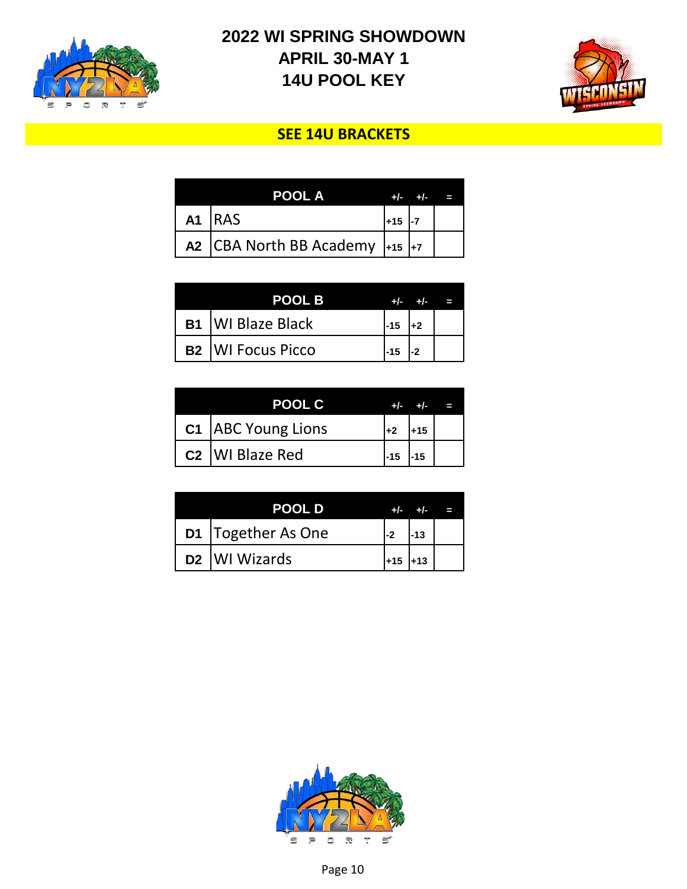# 2022 WI SPRING SHOWDOWN
## APRIL 30-MAY 1
## 14U POOL KEY

**SEE 14U BRACKETS**

| | POOL A | +/- | +/- | = |
|---|---|---|---|---|
| A1 | RAS | +15 | -7 | |
| A2 | CBA North BB Academy | +15 | +7 | |

| | POOL B | +/- | +/- | = |
|---|---|---|---|---|
| B1 | WI Blaze Black | -15 | +2 | |
| B2 | WI Focus Picco | -15 | -2 | |

| | POOL C | +/- | +/- | = |
|---|---|---|---|---|
| C1 | ABC Young Lions | +2 | +15 | |
| C2 | WI Blaze Red | -15 | -15 | |

| | POOL D | +/- | +/- | = |
|---|---|---|---|---|
| D1 | Together As One | -2 | -13 | |
| D2 | WI Wizards | +15 | +13 | |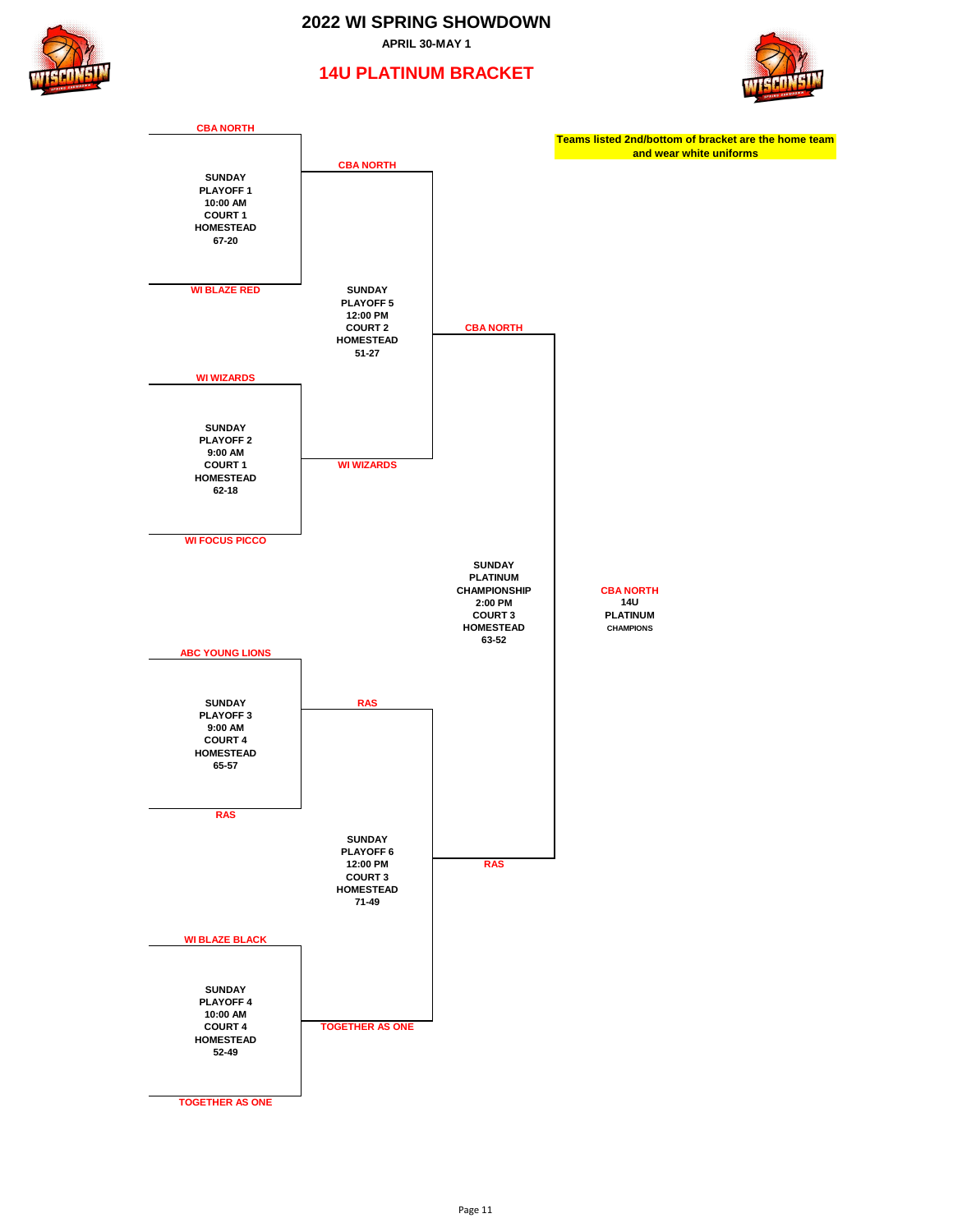# 2022 WI SPRING SHOWDOWN

**APRIL 30-MAY 1**

## 14U PLATINUM BRACKET

**Teams listed 2nd/bottom of bracket are the home team and wear white uniforms**

### First Round

| Game | Team 1 (Top) | Team 2 (Bottom / Home) | Day | Time | Court | Location | Score |
|---|---|---|---|---|---|---|---|
| PLAYOFF 1 | CBA NORTH | WI BLAZE RED | SUNDAY | 10:00 AM | COURT 1 | HOMESTEAD | 67-20 |
| PLAYOFF 2 | WI WIZARDS | WI FOCUS PICCO | SUNDAY | 9:00 AM | COURT 1 | HOMESTEAD | 62-18 |
| PLAYOFF 3 | ABC YOUNG LIONS | RAS | SUNDAY | 9:00 AM | COURT 4 | HOMESTEAD | 65-57 |
| PLAYOFF 4 | WI BLAZE BLACK | TOGETHER AS ONE | SUNDAY | 10:00 AM | COURT 4 | HOMESTEAD | 52-49 |

### Second Round

| Game | Team 1 (Top) | Team 2 (Bottom / Home) | Day | Time | Court | Location | Score |
|---|---|---|---|---|---|---|---|
| PLAYOFF 5 | CBA NORTH | WI WIZARDS | SUNDAY | 12:00 PM | COURT 2 | HOMESTEAD | 51-27 |
| PLAYOFF 6 | RAS | TOGETHER AS ONE | SUNDAY | 12:00 PM | COURT 3 | HOMESTEAD | 71-49 |

### Championship

| Game | Team 1 (Top) | Team 2 (Bottom / Home) | Day | Time | Court | Location | Score |
|---|---|---|---|---|---|---|---|
| PLATINUM CHAMPIONSHIP | CBA NORTH | RAS | SUNDAY | 2:00 PM | COURT 3 | HOMESTEAD | 63-52 |

**CBA NORTH**
**14U PLATINUM CHAMPIONS**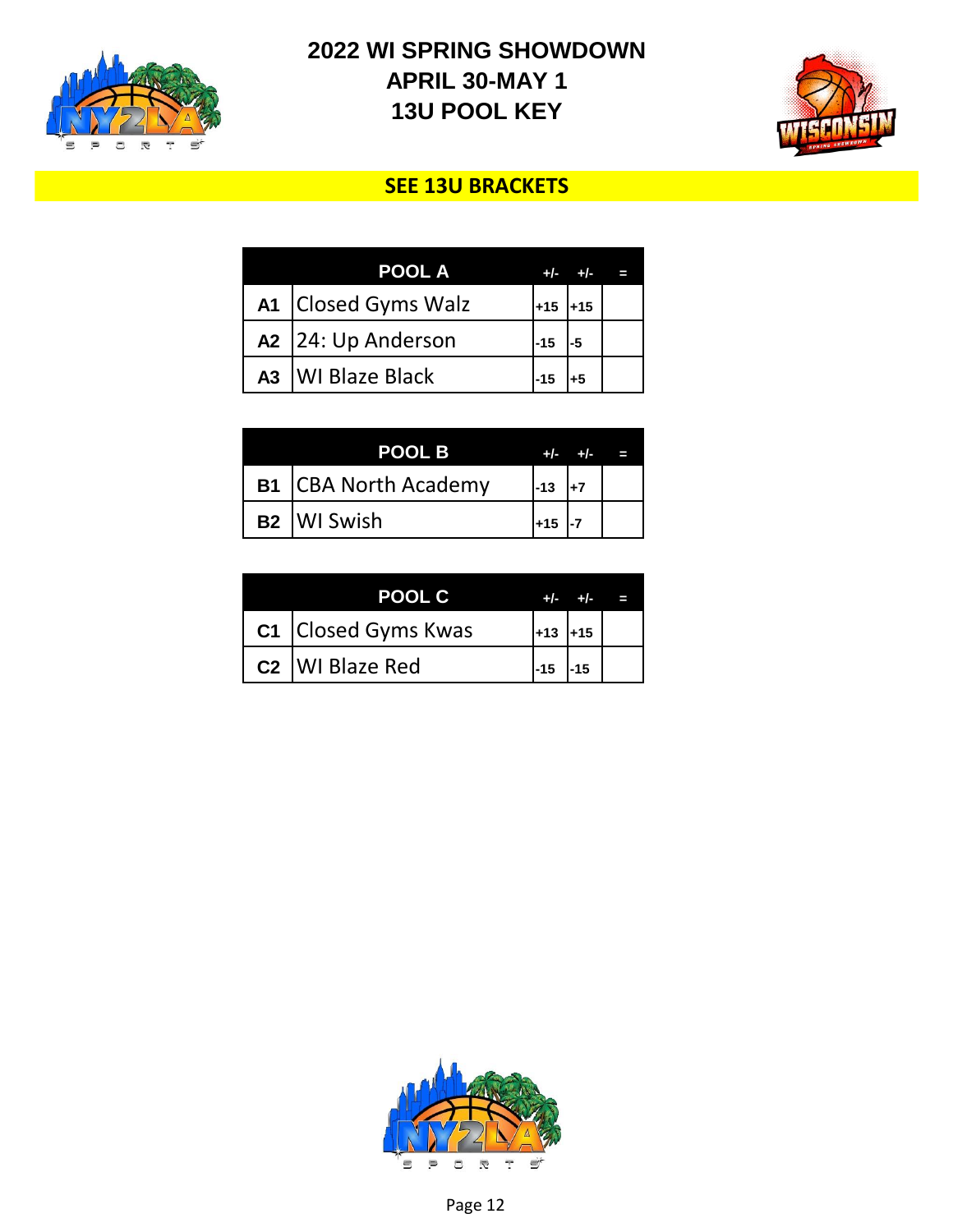# 2022 WI SPRING SHOWDOWN
## APRIL 30-MAY 1
## 13U POOL KEY

**SEE 13U BRACKETS**

| | POOL A | +/- | +/- | = |
|---|---|---|---|---|
| A1 | Closed Gyms Walz | +15 | +15 | |
| A2 | 24: Up Anderson | -15 | -5 | |
| A3 | WI Blaze Black | -15 | +5 | |

| | POOL B | +/- | +/- | = |
|---|---|---|---|---|
| B1 | CBA North Academy | -13 | +7 | |
| B2 | WI Swish | +15 | -7 | |

| | POOL C | +/- | +/- | = |
|---|---|---|---|---|
| C1 | Closed Gyms Kwas | +13 | +15 | |
| C2 | WI Blaze Red | -15 | -15 | |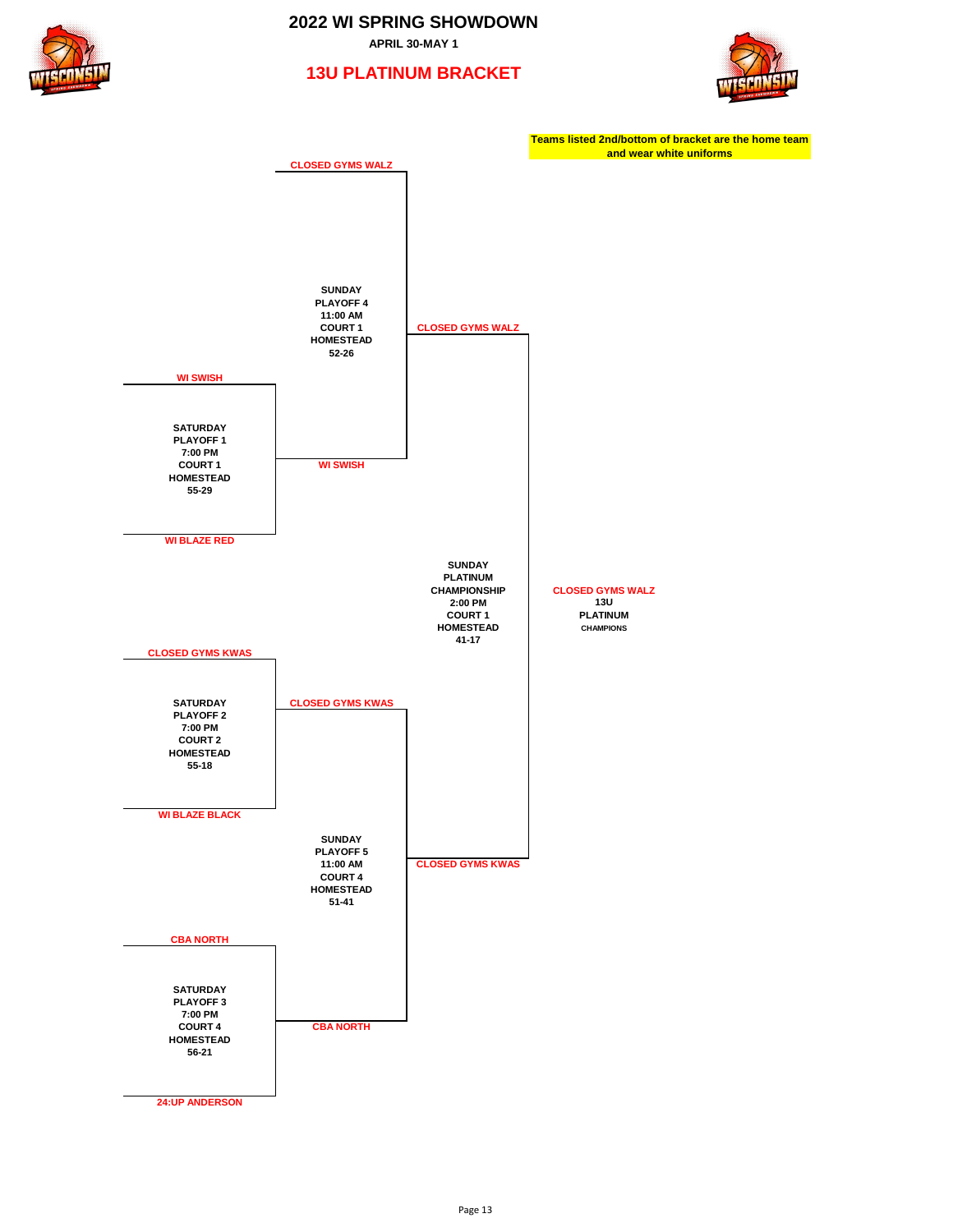# 2022 WI SPRING SHOWDOWN

**APRIL 30-MAY 1**

## 13U PLATINUM BRACKET

**Teams listed 2nd/bottom of bracket are the home team and wear white uniforms**

CLOSED GYMS WALZ

SUNDAY
PLAYOFF 4
11:00 AM
COURT 1
HOMESTEAD
52-26

CLOSED GYMS WALZ

WI SWISH

SATURDAY
PLAYOFF 1
7:00 PM
COURT 1
HOMESTEAD
55-29

WI SWISH

WI BLAZE RED

SUNDAY
PLATINUM
CHAMPIONSHIP
2:00 PM
COURT 1
HOMESTEAD
41-17

CLOSED GYMS WALZ
13U
PLATINUM
CHAMPIONS

CLOSED GYMS KWAS

SATURDAY
PLAYOFF 2
7:00 PM
COURT 2
HOMESTEAD
55-18

CLOSED GYMS KWAS

WI BLAZE BLACK

SUNDAY
PLAYOFF 5
11:00 AM
COURT 4
HOMESTEAD
51-41

CLOSED GYMS KWAS

CBA NORTH

SATURDAY
PLAYOFF 3
7:00 PM
COURT 4
HOMESTEAD
56-21

CBA NORTH

24:UP ANDERSON